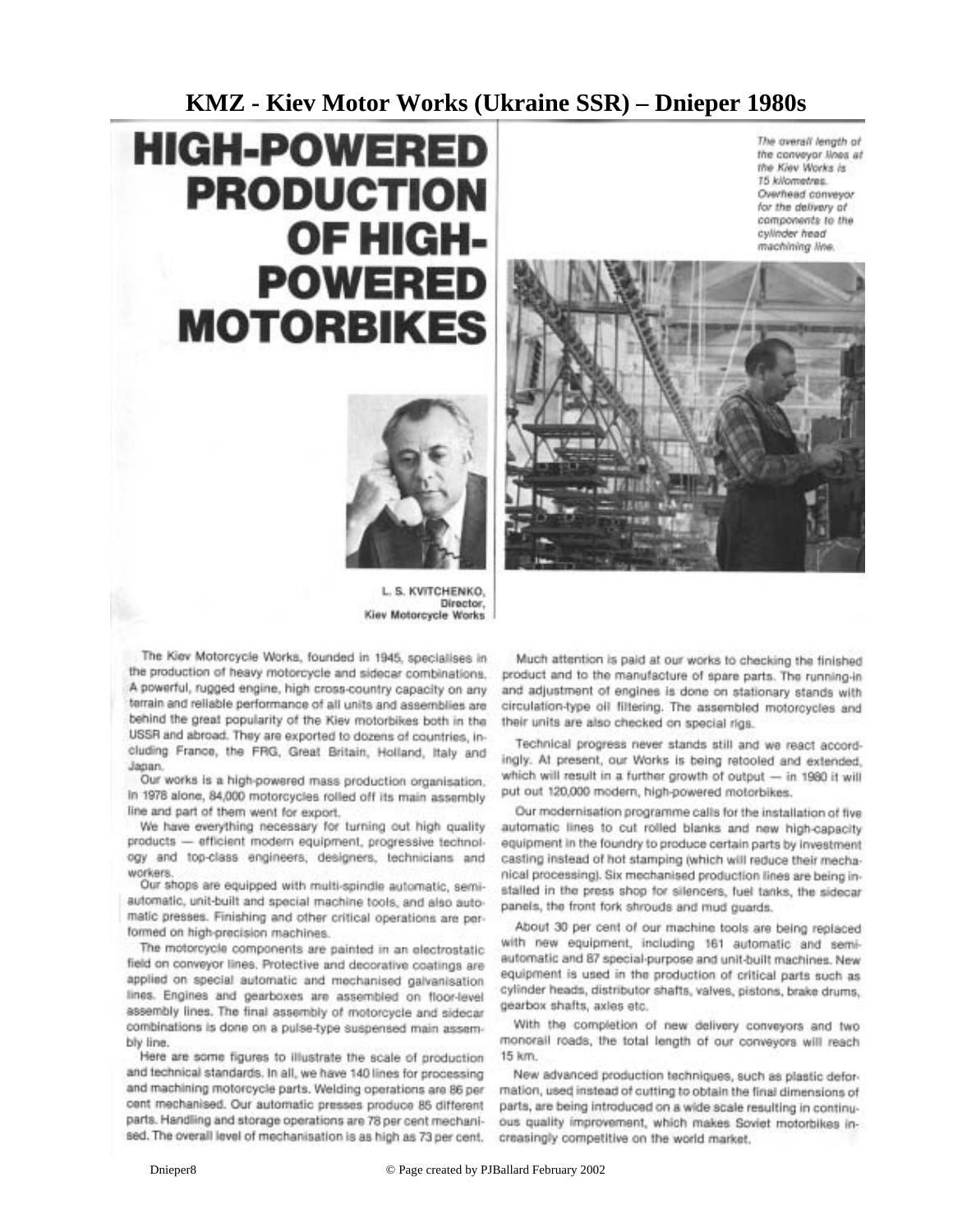# KMZ - Kiev Motor Works (Ukraine SSR) – Dnieper 1980s

## HIGH-POWERED PRODUCTION OF HIGH-POWERED MOTORBIKES

*The overall length of the conveyor lines at the Kiev Works is 15 kilometres. Overhead conveyor for the delivery of components to the cylinder head machining line.*

L. S. KVITCHENKO,
Director,
Kiev Motorcycle Works

The Kiev Motorcycle Works, founded in 1945, specialises in the production of heavy motorcycle and sidecar combinations. A powerful, rugged engine, high cross-country capacity on any terrain and reliable performance of all units and assemblies are behind the great popularity of the Kiev motorbikes both in the USSR and abroad. They are exported to dozens of countries, including France, the FRG, Great Britain, Holland, Italy and Japan.

Our works is a high-powered mass production organisation. In 1978 alone, 84,000 motorcycles rolled off its main assembly line and part of them went for export.

We have everything necessary for turning out high quality products — efficient modern equipment, progressive technology and top-class engineers, designers, technicians and workers.

Our shops are equipped with multi-spindle automatic, semi-automatic, unit-built and special machine tools, and also automatic presses. Finishing and other critical operations are performed on high-precision machines.

The motorcycle components are painted in an electrostatic field on conveyor lines. Protective and decorative coatings are applied on special automatic and mechanised galvanisation lines. Engines and gearboxes are assembled on floor-level assembly lines. The final assembly of motorcycle and sidecar combinations is done on a pulse-type suspensed main assembly line.

Here are some figures to illustrate the scale of production and technical standards. In all, we have 140 lines for processing and machining motorcycle parts. Welding operations are 86 per cent mechanised. Our automatic presses produce 85 different parts. Handling and storage operations are 78 per cent mechanised. The overall level of mechanisation is as high as 73 per cent.

Much attention is paid at our works to checking the finished product and to the manufacture of spare parts. The running-in and adjustment of engines is done on stationary stands with circulation-type oil filtering. The assembled motorcycles and their units are also checked on special rigs.

Technical progress never stands still and we react accordingly. At present, our Works is being retooled and extended, which will result in a further growth of output — in 1980 it will put out 120,000 modern, high-powered motorbikes.

Our modernisation programme calls for the installation of five automatic lines to cut rolled blanks and new high-capacity equipment in the foundry to produce certain parts by investment casting instead of hot stamping (which will reduce their mechanical processing). Six mechanised production lines are being installed in the press shop for silencers, fuel tanks, the sidecar panels, the front fork shrouds and mud guards.

About 30 per cent of our machine tools are being replaced with new equipment, including 161 automatic and semi-automatic and 87 special-purpose and unit-built machines. New equipment is used in the production of critical parts such as cylinder heads, distributor shafts, valves, pistons, brake drums, gearbox shafts, axles etc.

With the completion of new delivery conveyors and two monorail roads, the total length of our conveyors will reach 15 km.

New advanced production techniques, such as plastic deformation, used instead of cutting to obtain the final dimensions of parts, are being introduced on a wide scale resulting in continuous quality improvement, which makes Soviet motorbikes increasingly competitive on the world market.

Dnieper8 © Page created by PJBallard February 2002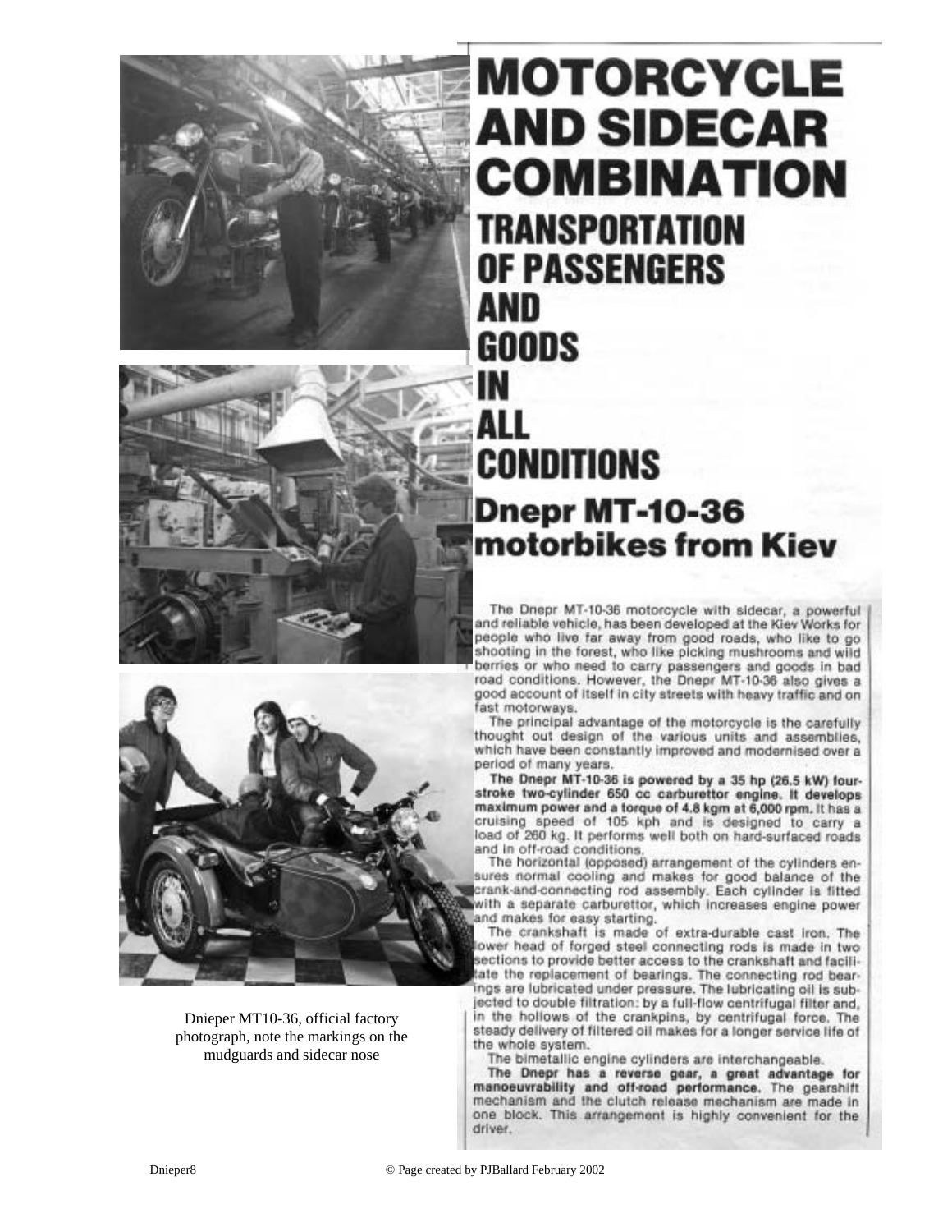# MOTORCYCLE AND SIDECAR COMBINATION

## TRANSPORTATION OF PASSENGERS AND GOODS IN ALL CONDITIONS

## Dnepr MT-10-36 motorbikes from Kiev

The Dnepr MT-10-36 motorcycle with sidecar, a powerful and reliable vehicle, has been developed at the Kiev Works for people who live far away from good roads, who like to go shooting in the forest, who like picking mushrooms and wild berries or who need to carry passengers and goods in bad road conditions. However, the Dnepr MT-10-36 also gives a good account of itself in city streets with heavy traffic and on fast motorways.

The principal advantage of the motorcycle is the carefully thought out design of the various units and assemblies, which have been constantly improved and modernised over a period of many years.

**The Dnepr MT-10-36 is powered by a 35 hp (26.5 kW) four-stroke two-cylinder 650 cc carburettor engine. It develops maximum power and a torque of 4.8 kgm at 6,000 rpm.** It has a cruising speed of 105 kph and is designed to carry a load of 260 kg. It performs well both on hard-surfaced roads and in off-road conditions.

The horizontal (opposed) arrangement of the cylinders ensures normal cooling and makes for good balance of the crank-and-connecting rod assembly. Each cylinder is fitted with a separate carburettor, which increases engine power and makes for easy starting.

The crankshaft is made of extra-durable cast iron. The lower head of forged steel connecting rods is made in two sections to provide better access to the crankshaft and facilitate the replacement of bearings. The connecting rod bearings are lubricated under pressure. The lubricating oil is subjected to double filtration: by a full-flow centrifugal filter and, in the hollows of the crankpins, by centrifugal force. The steady delivery of filtered oil makes for a longer service life of the whole system.

The bimetallic engine cylinders are interchangeable.

**The Dnepr has a reverse gear, a great advantage for manoeuvrability and off-road performance.** The gearshift mechanism and the clutch release mechanism are made in one block. This arrangement is highly convenient for the driver.

Dnieper MT10-36, official factory photograph, note the markings on the mudguards and sidecar nose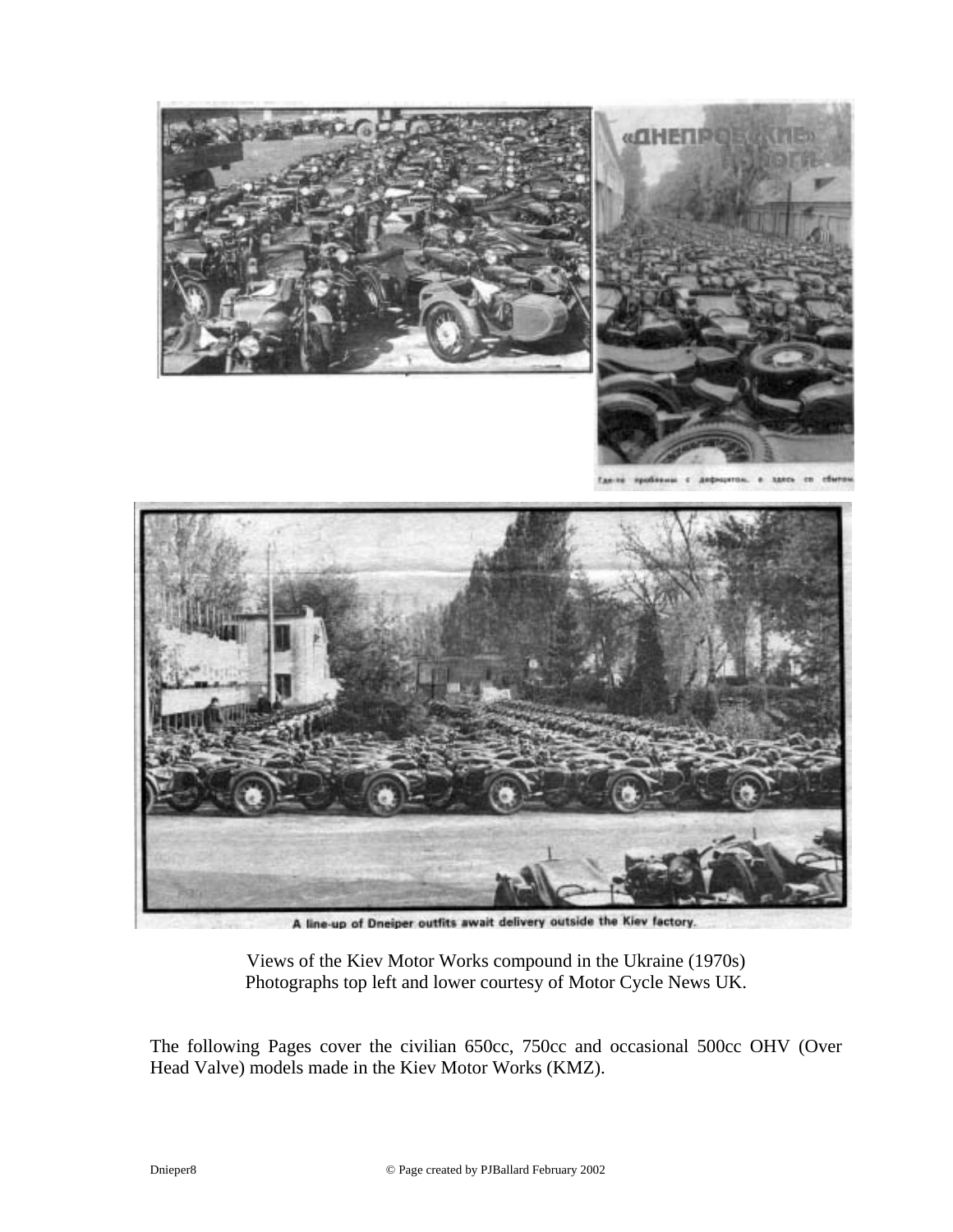Views of the Kiev Motor Works compound in the Ukraine (1970s)
Photographs top left and lower courtesy of Motor Cycle News UK.

The following Pages cover the civilian 650cc, 750cc and occasional 500cc OHV (Over Head Valve) models made in the Kiev Motor Works (KMZ).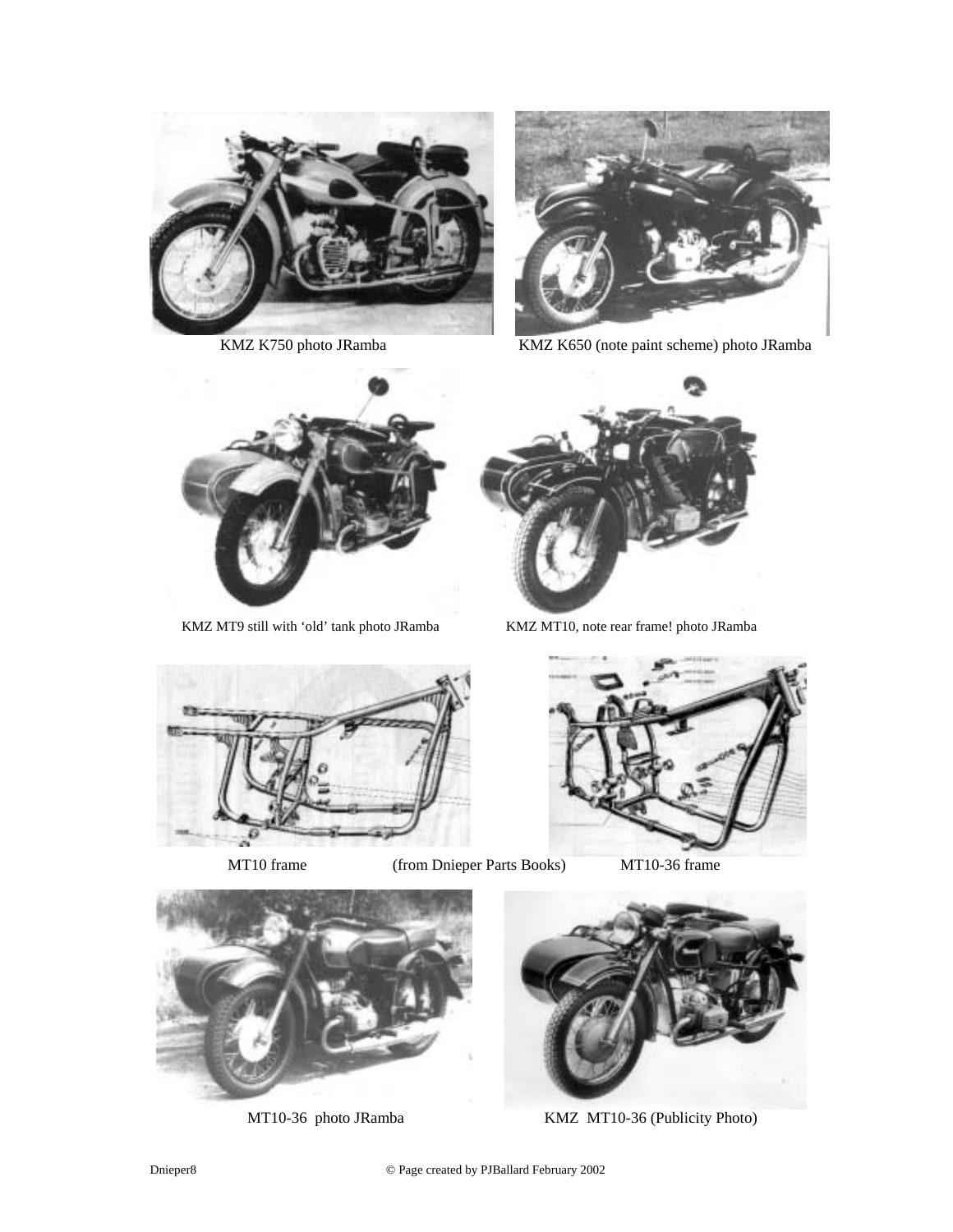KMZ K750 photo JRamba

KMZ K650 (note paint scheme) photo JRamba

KMZ MT9 still with 'old' tank photo JRamba

KMZ MT10, note rear frame! photo JRamba

MT10 frame (from Dnieper Parts Books) MT10-36 frame

MT10-36 photo JRamba

KMZ MT10-36 (Publicity Photo)

© Page created by PJBallard February 2002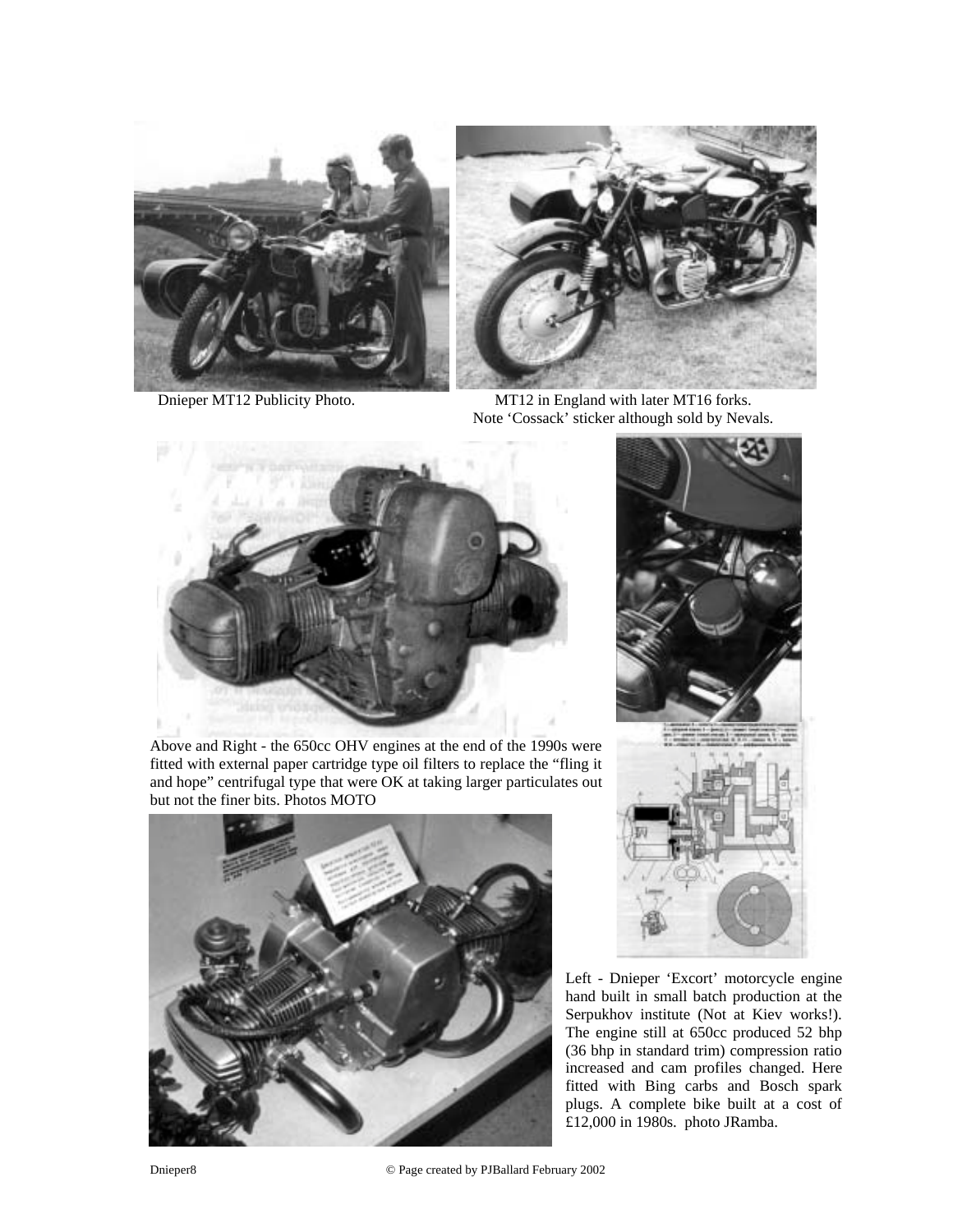Dnieper MT12 Publicity Photo.

MT12 in England with later MT16 forks. Note 'Cossack' sticker although sold by Nevals.

Above and Right - the 650cc OHV engines at the end of the 1990s were fitted with external paper cartridge type oil filters to replace the "fling it and hope" centrifugal type that were OK at taking larger particulates out but not the finer bits. Photos MOTO

Left - Dnieper 'Excort' motorcycle engine hand built in small batch production at the Serpukhov institute (Not at Kiev works!). The engine still at 650cc produced 52 bhp (36 bhp in standard trim) compression ratio increased and cam profiles changed. Here fitted with Bing carbs and Bosch spark plugs. A complete bike built at a cost of £12,000 in 1980s. photo JRamba.

© Page created by PJBallard February 2002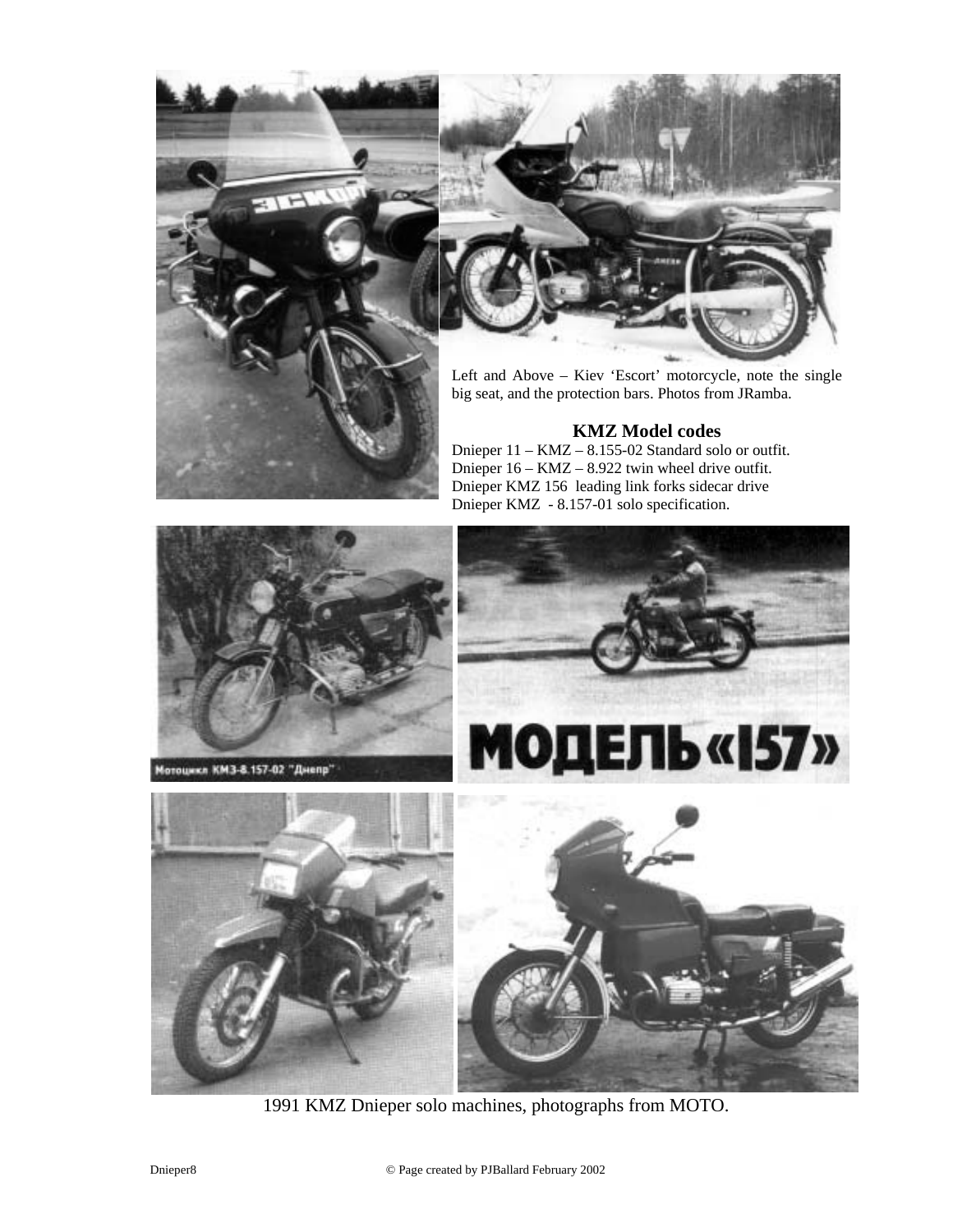Left and Above – Kiev 'Escort' motorcycle, note the single big seat, and the protection bars. Photos from JRamba.

**KMZ Model codes**

Dnieper 11 – KMZ – 8.155-02 Standard solo or outfit.
Dnieper 16 – KMZ – 8.922 twin wheel drive outfit.
Dnieper KMZ 156 leading link forks sidecar drive
Dnieper KMZ - 8.157-01 solo specification.

1991 KMZ Dnieper solo machines, photographs from MOTO.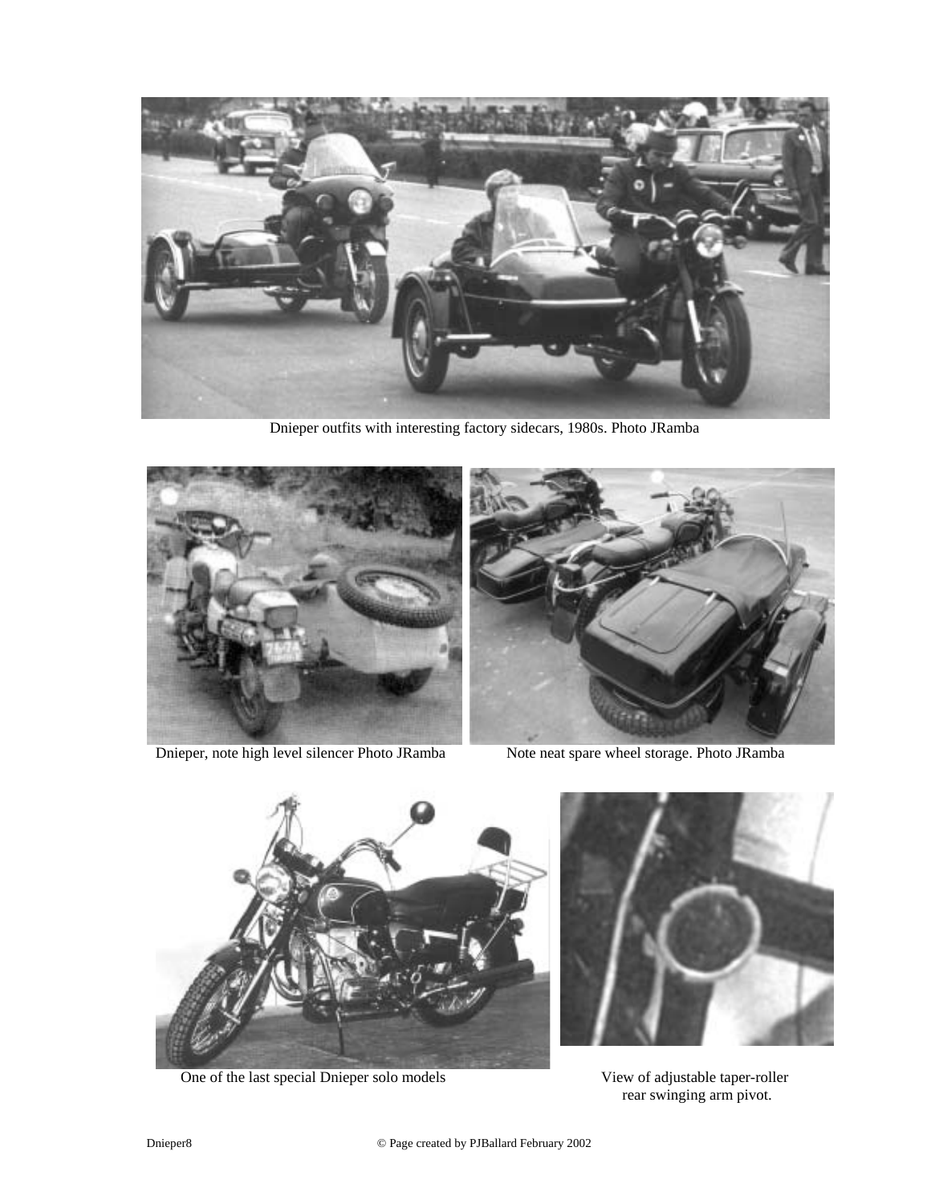Dnieper outfits with interesting factory sidecars, 1980s. Photo JRamba

Dnieper, note high level silencer Photo JRamba

Note neat spare wheel storage. Photo JRamba

One of the last special Dnieper solo models

View of adjustable taper-roller rear swinging arm pivot.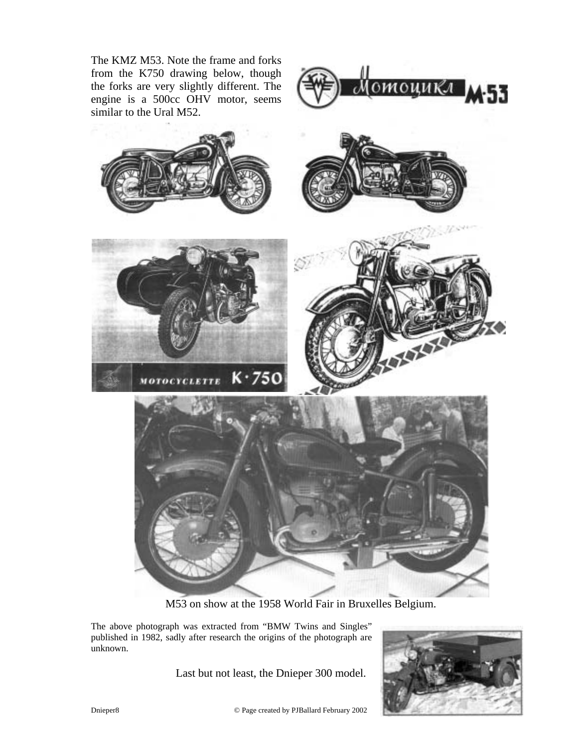The KMZ M53. Note the frame and forks from the K750 drawing below, though the forks are very slightly different. The engine is a 500cc OHV motor, seems similar to the Ural M52.

M53 on show at the 1958 World Fair in Bruxelles Belgium.

The above photograph was extracted from "BMW Twins and Singles" published in 1982, sadly after research the origins of the photograph are unknown.

Last but not least, the Dnieper 300 model.